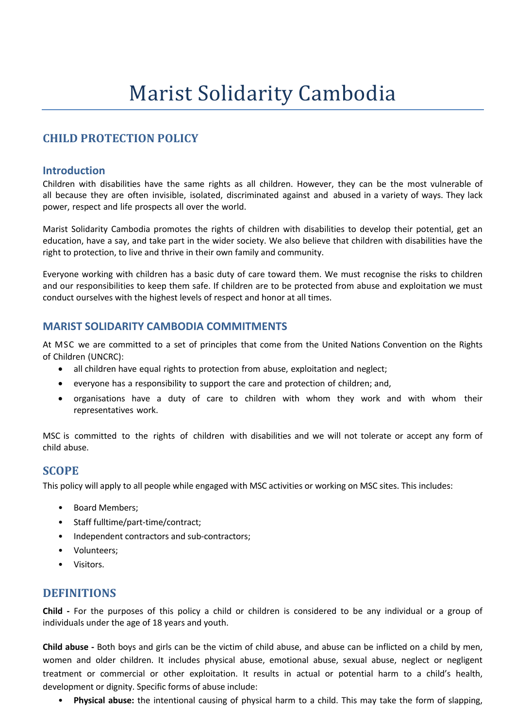# Marist Solidarity Cambodia

## CHILD PROTECTION POLICY

### Introduction

Children with disabilities have the same rights as all children. However, they can be the most vulnerable of all because they are often invisible, isolated, discriminated against and abused in a variety of ways. They lack power, respect and life prospects all over the world.

Marist Solidarity Cambodia promotes the rights of children with disabilities to develop their potential, get an education, have a say, and take part in the wider society. We also believe that children with disabilities have the right to protection, to live and thrive in their own family and community.

Everyone working with children has a basic duty of care toward them. We must recognise the risks to children and our responsibilities to keep them safe. If children are to be protected from abuse and exploitation we must conduct ourselves with the highest levels of respect and honor at all times.

### MARIST SOLIDARITY CAMBODIA COMMITMENTS

At MSC we are committed to a set of principles that come from the United Nations Convention on the Rights of Children (UNCRC):

- all children have equal rights to protection from abuse, exploitation and neglect;
- everyone has a responsibility to support the care and protection of children; and,
- organisations have a duty of care to children with whom they work and with whom their representatives work.

MSC is committed to the rights of children with disabilities and we will not tolerate or accept any form of child abuse.

### SCOPE

This policy will apply to all people while engaged with MSC activities or working on MSC sites. This includes:

- Board Members;
- Staff fulltime/part-time/contract;
- Independent contractors and sub-contractors;
- Volunteers;
- Visitors.

### DEFINITIONS

**Child -** For the purposes of this policy a child or children is considered to be any individual or a group of individuals under the age of 18 years and youth.

**Child abuse -** Both boys and girls can be the victim of child abuse, and abuse can be inflicted on a child by men, women and older children. It includes physical abuse, emotional abuse, sexual abuse, neglect or negligent treatment or commercial or other exploitation. It results in actual or potential harm to a child's health, development or dignity. Specific forms of abuse include:

- **Physical abuse:** the intentional causing of physical harm to a child. This may take the form of slapping,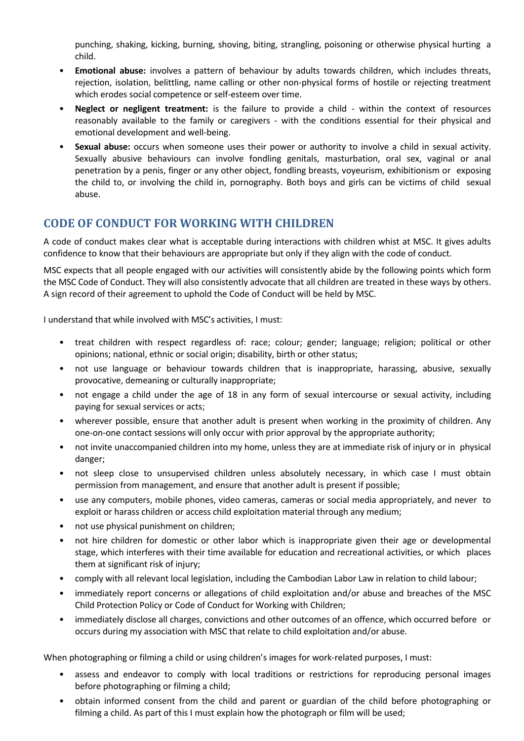punching, shaking, kicking, burning, shoving, biting, strangling, poisoning or otherwise physical hurting a child.

- **Emotional abuse:** involves a pattern of behaviour by adults towards children, which includes threats, rejection, isolation, belittling, name calling or other non-physical forms of hostile or rejecting treatment which erodes social competence or self-esteem over time.
- **Neglect or negligent treatment:** is the failure to provide a child - within the context of resources reasonably available to the family or caregivers - with the conditions essential for their physical and emotional development and well-being.
- **Sexual abuse:** occurs when someone uses their power or authority to involve a child in sexual activity. Sexually abusive behaviours can involve fondling genitals, masturbation, oral sex, vaginal or anal penetration by a penis, finger or any other object, fondling breasts, voyeurism, exhibitionism or exposing the child to, or involving the child in, pornography. Both boys and girls can be victims of child sexual abuse.

## CODE OF CONDUCT FOR WORKING WITH CHILDREN

A code of conduct makes clear what is acceptable during interactions with children whist at MSC. It gives adults confidence to know that their behaviours are appropriate but only if they align with the code of conduct.

MSC expects that all people engaged with our activities will consistently abide by the following points which form the MSC Code of Conduct. They will also consistently advocate that all children are treated in these ways by others. A sign record of their agreement to uphold the Code of Conduct will be held by MSC.

I understand that while involved with MSC's activities, I must:

- treat children with respect regardless of: race; colour; gender; language; religion; political or other opinions; national, ethnic or social origin; disability, birth or other status;
- not use language or behaviour towards children that is inappropriate, harassing, abusive, sexually provocative, demeaning or culturally inappropriate;
- not engage a child under the age of 18 in any form of sexual intercourse or sexual activity, including paying for sexual services or acts;
- wherever possible, ensure that another adult is present when working in the proximity of children. Any one-on-one contact sessions will only occur with prior approval by the appropriate authority;
- not invite unaccompanied children into my home, unless they are at immediate risk of injury or in physical danger;
- not sleep close to unsupervised children unless absolutely necessary, in which case I must obtain permission from management, and ensure that another adult is present if possible;
- use any computers, mobile phones, video cameras, cameras or social media appropriately, and never to exploit or harass children or access child exploitation material through any medium;
- not use physical punishment on children;
- not hire children for domestic or other labor which is inappropriate given their age or developmental stage, which interferes with their time available for education and recreational activities, or which places them at significant risk of injury;
- comply with all relevant local legislation, including the Cambodian Labor Law in relation to child labour;
- immediately report concerns or allegations of child exploitation and/or abuse and breaches of the MSC Child Protection Policy or Code of Conduct for Working with Children;
- immediately disclose all charges, convictions and other outcomes of an offence, which occurred before or occurs during my association with MSC that relate to child exploitation and/or abuse.

When photographing or filming a child or using children's images for work-related purposes, I must:

- assess and endeavor to comply with local traditions or restrictions for reproducing personal images before photographing or filming a child;
- obtain informed consent from the child and parent or guardian of the child before photographing or filming a child. As part of this I must explain how the photograph or film will be used;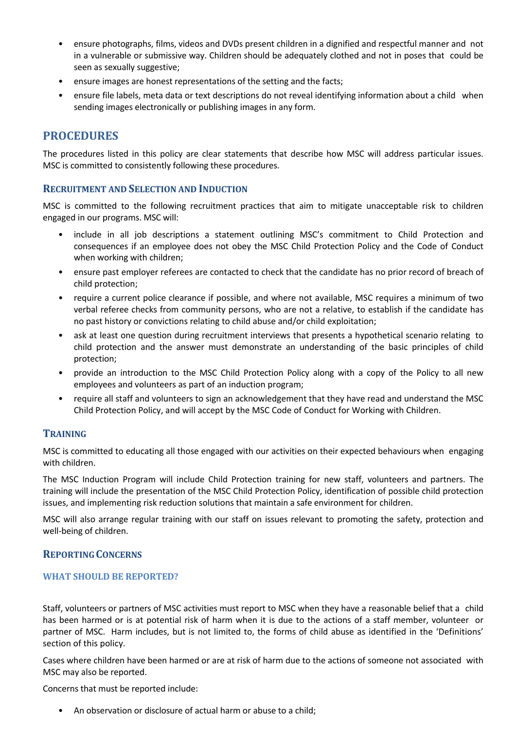- ensure photographs, films, videos and DVDs present children in a dignified and respectful manner and not in a vulnerable or submissive way. Children should be adequately clothed and not in poses that could be seen as sexually suggestive;
- ensure images are honest representations of the setting and the facts;
- ensure file labels, meta data or text descriptions do not reveal identifying information about a child when sending images electronically or publishing images in any form.

## PROCEDURES

The procedures listed in this policy are clear statements that describe how MSC will address particular issues. MSC is committed to consistently following these procedures.

### RECRUITMENT AND SELECTION AND INDUCTION

MSC is committed to the following recruitment practices that aim to mitigate unacceptable risk to children engaged in our programs. MSC will:

- include in all job descriptions a statement outlining MSC's commitment to Child Protection and consequences if an employee does not obey the MSC Child Protection Policy and the Code of Conduct when working with children;
- ensure past employer referees are contacted to check that the candidate has no prior record of breach of child protection;
- require a current police clearance if possible, and where not available, MSC requires a minimum of two verbal referee checks from community persons, who are not a relative, to establish if the candidate has no past history or convictions relating to child abuse and/or child exploitation;
- ask at least one question during recruitment interviews that presents a hypothetical scenario relating to child protection and the answer must demonstrate an understanding of the basic principles of child protection;
- provide an introduction to the MSC Child Protection Policy along with a copy of the Policy to all new employees and volunteers as part of an induction program;
- require all staff and volunteers to sign an acknowledgement that they have read and understand the MSC Child Protection Policy, and will accept by the MSC Code of Conduct for Working with Children.

### TRAINING

MSC is committed to educating all those engaged with our activities on their expected behaviours when engaging with children.

The MSC Induction Program will include Child Protection training for new staff, volunteers and partners. The training will include the presentation of the MSC Child Protection Policy, identification of possible child protection issues, and implementing risk reduction solutions that maintain a safe environment for children.

MSC will also arrange regular training with our staff on issues relevant to promoting the safety, protection and well-being of children.

### REPORTING CONCERNS

#### WHAT SHOULD BE REPORTED?

Staff, volunteers or partners of MSC activities must report to MSC when they have a reasonable belief that a child has been harmed or is at potential risk of harm when it is due to the actions of a staff member, volunteer or partner of MSC. Harm includes, but is not limited to, the forms of child abuse as identified in the 'Definitions' section of this policy.

Cases where children have been harmed or are at risk of harm due to the actions of someone not associated with MSC may also be reported.

Concerns that must be reported include:

- An observation or disclosure of actual harm or abuse to a child;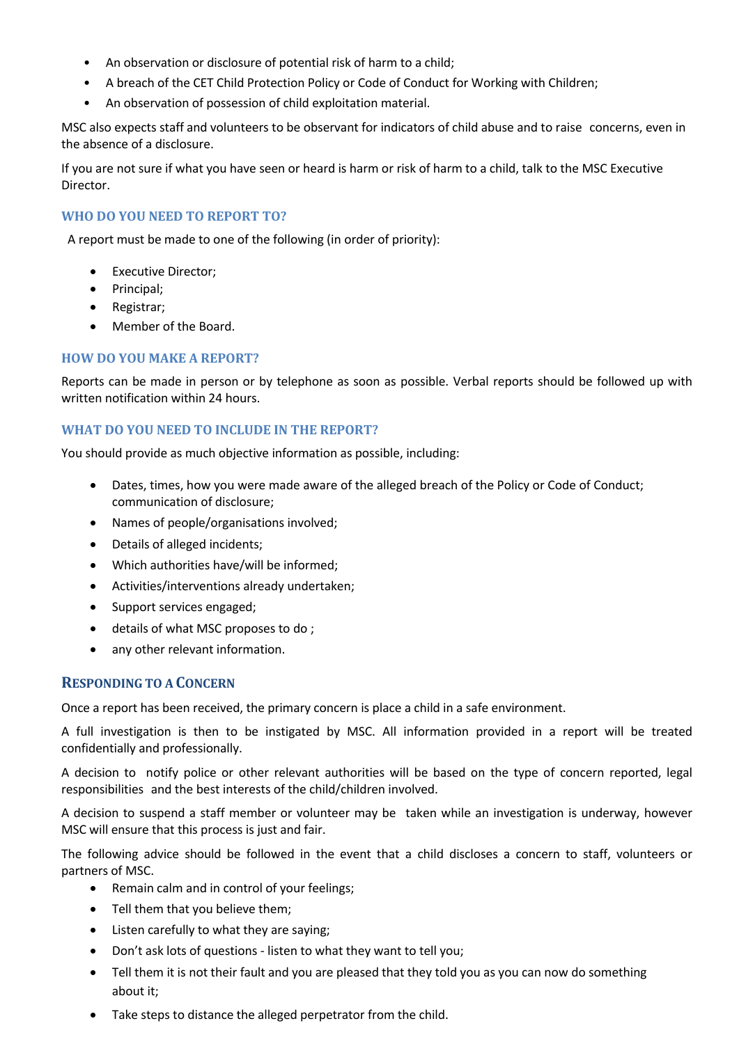- An observation or disclosure of potential risk of harm to a child;
- A breach of the CET Child Protection Policy or Code of Conduct for Working with Children;
- An observation of possession of child exploitation material.

MSC also expects staff and volunteers to be observant for indicators of child abuse and to raise concerns, even in the absence of a disclosure.

If you are not sure if what you have seen or heard is harm or risk of harm to a child, talk to the MSC Executive Director.

### WHO DO YOU NEED TO REPORT TO?

A report must be made to one of the following (in order of priority):

- Executive Director;
- Principal;
- Registrar;
- Member of the Board.

### HOW DO YOU MAKE A REPORT?

Reports can be made in person or by telephone as soon as possible. Verbal reports should be followed up with written notification within 24 hours.

### WHAT DO YOU NEED TO INCLUDE IN THE REPORT?

You should provide as much objective information as possible, including:

- Dates, times, how you were made aware of the alleged breach of the Policy or Code of Conduct; communication of disclosure;
- Names of people/organisations involved;
- Details of alleged incidents;
- Which authorities have/will be informed;
- Activities/interventions already undertaken;
- Support services engaged;
- details of what MSC proposes to do ;
- any other relevant information.

## RESPONDING TO A CONCERN

Once a report has been received, the primary concern is place a child in a safe environment.

A full investigation is then to be instigated by MSC. All information provided in a report will be treated confidentially and professionally.

A decision to notify police or other relevant authorities will be based on the type of concern reported, legal responsibilities and the best interests of the child/children involved.

A decision to suspend a staff member or volunteer may be taken while an investigation is underway, however MSC will ensure that this process is just and fair.

The following advice should be followed in the event that a child discloses a concern to staff, volunteers or partners of MSC.

- Remain calm and in control of your feelings;
- Tell them that you believe them;
- Listen carefully to what they are saying;
- Don't ask lots of questions - listen to what they want to tell you;
- Tell them it is not their fault and you are pleased that they told you as you can now do something about it;
- Take steps to distance the alleged perpetrator from the child.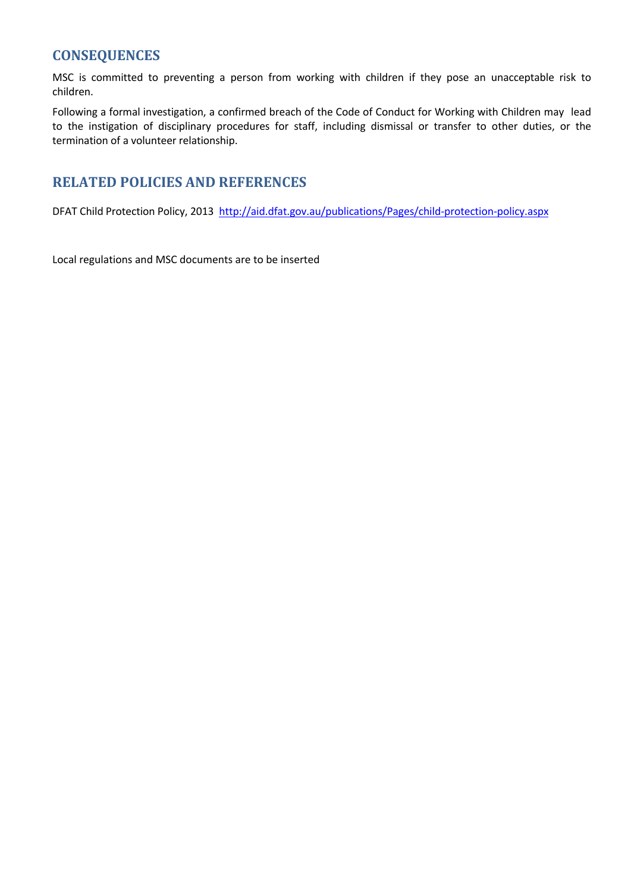## CONSEQUENCES

MSC is committed to preventing a person from working with children if they pose an unacceptable risk to children.

Following a formal investigation, a confirmed breach of the Code of Conduct for Working with Children may lead to the instigation of disciplinary procedures for staff, including dismissal or transfer to other duties, or the termination of a volunteer relationship.

## RELATED POLICIES AND REFERENCES

DFAT Child Protection Policy, 2013 [http://aid.dfat.gov.au/publications/Pages/child-protection-policy.aspx](http://aid.dfat.gov.au/publications/Pages/child-protection-policy.aspx)

Local regulations and MSC documents are to be inserted